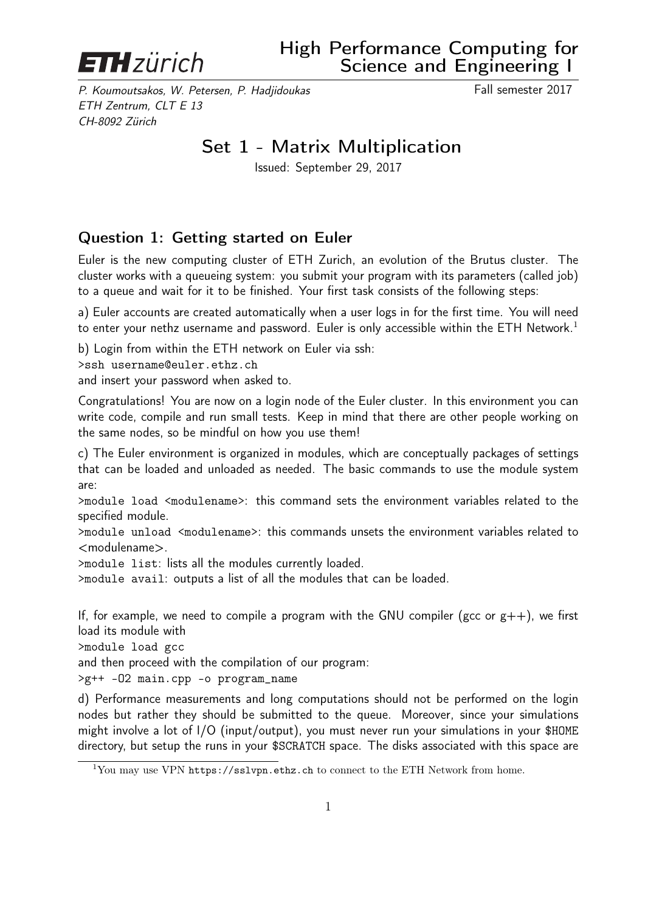**ETH zürich**

# High Performance Computing for Science and Engineering I

*P. Koumoutsakos, W. Petersen, P. Hadjidoukas*
*ETH Zentrum, CLT E 13*
*CH-8092 Zürich*

Fall semester 2017

## Set 1 - Matrix Multiplication

Issued: September 29, 2017

### Question 1: Getting started on Euler

Euler is the new computing cluster of ETH Zurich, an evolution of the Brutus cluster. The cluster works with a queueing system: you submit your program with its parameters (called job) to a queue and wait for it to be finished. Your first task consists of the following steps:

a) Euler accounts are created automatically when a user logs in for the first time. You will need to enter your nethz username and password. Euler is only accessible within the ETH Network.[1]

b) Login from within the ETH network on Euler via ssh:

`>ssh username@euler.ethz.ch`

and insert your password when asked to.

Congratulations! You are now on a login node of the Euler cluster. In this environment you can write code, compile and run small tests. Keep in mind that there are other people working on the same nodes, so be mindful on how you use them!

c) The Euler environment is organized in modules, which are conceptually packages of settings that can be loaded and unloaded as needed. The basic commands to use the module system are:

`>module load <modulename>`: this command sets the environment variables related to the specified module.

`>module unload <modulename>`: this commands unsets the environment variables related to <modulename>.

`>module list`: lists all the modules currently loaded.

`>module avail`: outputs a list of all the modules that can be loaded.

If, for example, we need to compile a program with the GNU compiler (gcc or g++), we first load its module with

`>module load gcc`

and then proceed with the compilation of our program:

`>g++ -O2 main.cpp -o program_name`

d) Performance measurements and long computations should not be performed on the login nodes but rather they should be submitted to the queue. Moreover, since your simulations might involve a lot of I/O (input/output), you must never run your simulations in your `$HOME` directory, but setup the runs in your `$SCRATCH` space. The disks associated with this space are

[1] You may use VPN `https://sslvpn.ethz.ch` to connect to the ETH Network from home.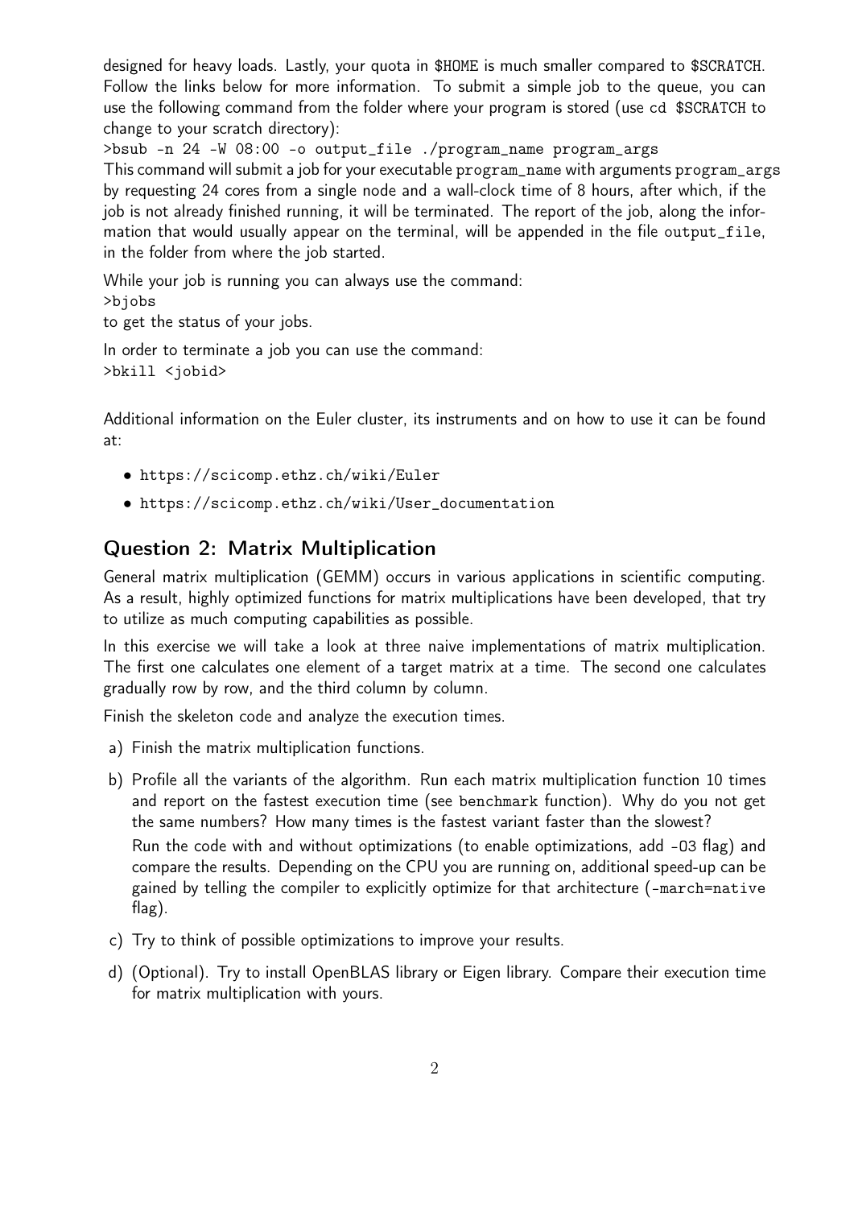designed for heavy loads. Lastly, your quota in $HOME is much smaller compared to $SCRATCH. Follow the links below for more information. To submit a simple job to the queue, you can use the following command from the folder where your program is stored (use `cd $SCRATCH` to change to your scratch directory):

```
>bsub -n 24 -W 08:00 -o output_file ./program_name program_args
```

This command will submit a job for your executable `program_name` with arguments `program_args` by requesting 24 cores from a single node and a wall-clock time of 8 hours, after which, if the job is not already finished running, it will be terminated. The report of the job, along the information that would usually appear on the terminal, will be appended in the file `output_file`, in the folder from where the job started.

While your job is running you can always use the command:

```
>bjobs
```

to get the status of your jobs.

In order to terminate a job you can use the command:

```
>bkill <jobid>
```

Additional information on the Euler cluster, its instruments and on how to use it can be found at:

- https://scicomp.ethz.ch/wiki/Euler
- https://scicomp.ethz.ch/wiki/User_documentation

## Question 2: Matrix Multiplication

General matrix multiplication (GEMM) occurs in various applications in scientific computing. As a result, highly optimized functions for matrix multiplications have been developed, that try to utilize as much computing capabilities as possible.

In this exercise we will take a look at three naive implementations of matrix multiplication. The first one calculates one element of a target matrix at a time. The second one calculates gradually row by row, and the third column by column.

Finish the skeleton code and analyze the execution times.

a) Finish the matrix multiplication functions.

b) Profile all the variants of the algorithm. Run each matrix multiplication function 10 times and report on the fastest execution time (see `benchmark` function). Why do you not get the same numbers? How many times is the fastest variant faster than the slowest?

   Run the code with and without optimizations (to enable optimizations, add `-O3` flag) and compare the results. Depending on the CPU you are running on, additional speed-up can be gained by telling the compiler to explicitly optimize for that architecture (`-march=native` flag).

c) Try to think of possible optimizations to improve your results.

d) (Optional). Try to install OpenBLAS library or Eigen library. Compare their execution time for matrix multiplication with yours.